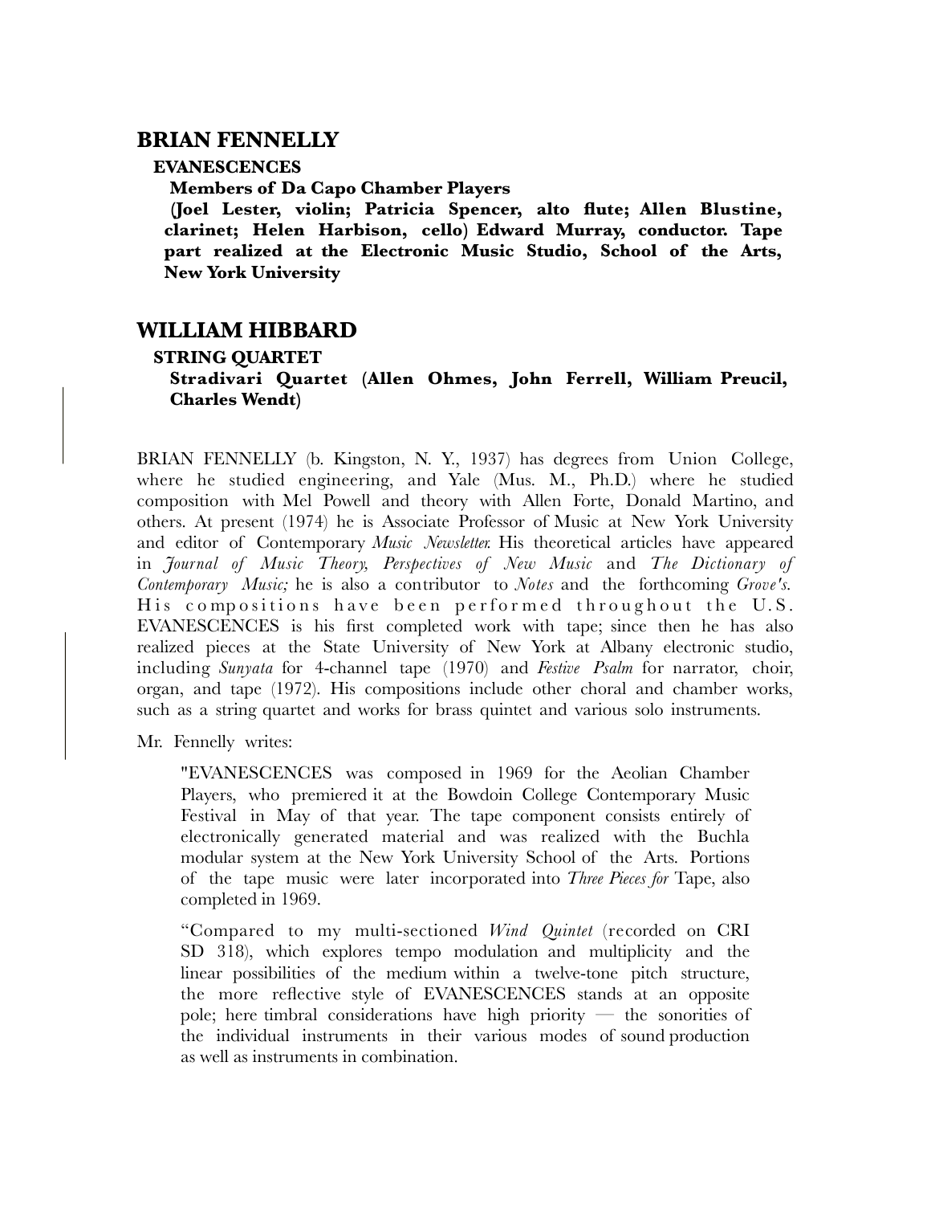## BRIAN FENNELLY

### EVANESCENCES

**Members of Da Capo Chamber Players**

**(Joel Lester, violin; Patricia Spencer, alto flute; Allen Blustine, clarinet; Helen Harbison, cello) Edward Murray, conductor. Tape part realized at the Electronic Music Studio, School of the Arts, New York University**

## WILLIAM HIBBARD

### STRING QUARTET

**Stradivari Quartet (Allen Ohmes, John Ferrell, William Preucil, Charles Wendt)**

BRIAN FENNELLY (b. Kingston, N. Y., 1937) has degrees from Union College, where he studied engineering, and Yale (Mus. M., Ph.D.) where he studied composition with Mel Powell and theory with Allen Forte, Donald Martino, and others. At present (1974) he is Associate Professor of Music at New York University and editor of Contemporary *Music Newsletter.* His theoretical articles have appeared in *Journal of Music Theory, Perspectives of New Music* and *The Dictionary of Contemporary Music;* he is also a contributor to *Notes* and the forthcoming *Grove's.* His compositions have been performed throughout the U.S. EVANESCENCES is his first completed work with tape; since then he has also realized pieces at the State University of New York at Albany electronic studio, including *Sunyata* for 4-channel tape (1970) and *Festive Psalm* for narrator, choir, organ, and tape (1972). His compositions include other choral and chamber works, such as a string quartet and works for brass quintet and various solo instruments.

Mr. Fennelly writes:

> "EVANESCENCES was composed in 1969 for the Aeolian Chamber Players, who premiered it at the Bowdoin College Contemporary Music Festival in May of that year. The tape component consists entirely of electronically generated material and was realized with the Buchla modular system at the New York University School of the Arts. Portions of the tape music were later incorporated into *Three Pieces for* Tape, also completed in 1969.
>
> "Compared to my multi-sectioned *Wind Quintet* (recorded on CRI SD 318), which explores tempo modulation and multiplicity and the linear possibilities of the medium within a twelve-tone pitch structure, the more reflective style of EVANESCENCES stands at an opposite pole; here timbral considerations have high priority — the sonorities of the individual instruments in their various modes of sound production as well as instruments in combination.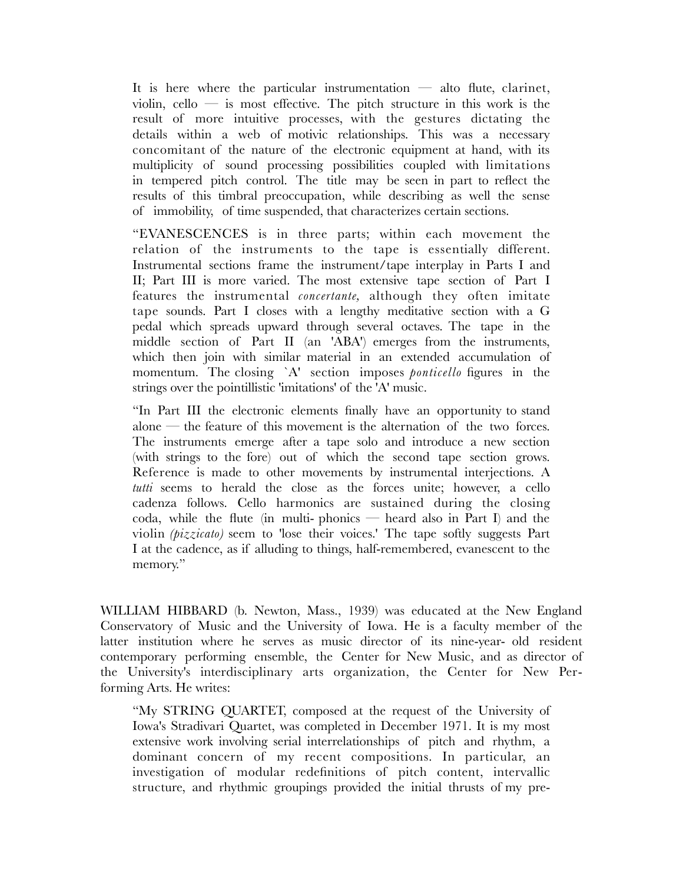It is here where the particular instrumentation — alto flute, clarinet, violin, cello — is most effective. The pitch structure in this work is the result of more intuitive processes, with the gestures dictating the details within a web of motivic relationships. This was a necessary concomitant of the nature of the electronic equipment at hand, with its multiplicity of sound processing possibilities coupled with limitations in tempered pitch control. The title may be seen in part to reflect the results of this timbral preoccupation, while describing as well the sense of immobility, of time suspended, that characterizes certain sections.

"EVANESCENCES is in three parts; within each movement the relation of the instruments to the tape is essentially different. Instrumental sections frame the instrument/tape interplay in Parts I and II; Part III is more varied. The most extensive tape section of Part I features the instrumental *concertante,* although they often imitate tape sounds. Part I closes with a lengthy meditative section with a G pedal which spreads upward through several octaves. The tape in the middle section of Part II (an 'ABA') emerges from the instruments, which then join with similar material in an extended accumulation of momentum. The closing `A' section imposes *ponticello* figures in the strings over the pointillistic 'imitations' of the 'A' music.

"In Part III the electronic elements finally have an opportunity to stand alone — the feature of this movement is the alternation of the two forces. The instruments emerge after a tape solo and introduce a new section (with strings to the fore) out of which the second tape section grows. Reference is made to other movements by instrumental interjections. A *tutti* seems to herald the close as the forces unite; however, a cello cadenza follows. Cello harmonics are sustained during the closing coda, while the flute (in multi- phonics — heard also in Part I) and the violin *(pizzicato)* seem to 'lose their voices.' The tape softly suggests Part I at the cadence, as if alluding to things, half-remembered, evanescent to the memory."

WILLIAM HIBBARD (b. Newton, Mass., 1939) was educated at the New England Conservatory of Music and the University of Iowa. He is a faculty member of the latter institution where he serves as music director of its nine-year- old resident contemporary performing ensemble, the Center for New Music, and as director of the University's interdisciplinary arts organization, the Center for New Performing Arts. He writes:

"My STRING QUARTET, composed at the request of the University of Iowa's Stradivari Quartet, was completed in December 1971. It is my most extensive work involving serial interrelationships of pitch and rhythm, a dominant concern of my recent compositions. In particular, an investigation of modular redefinitions of pitch content, intervallic structure, and rhythmic groupings provided the initial thrusts of my pre-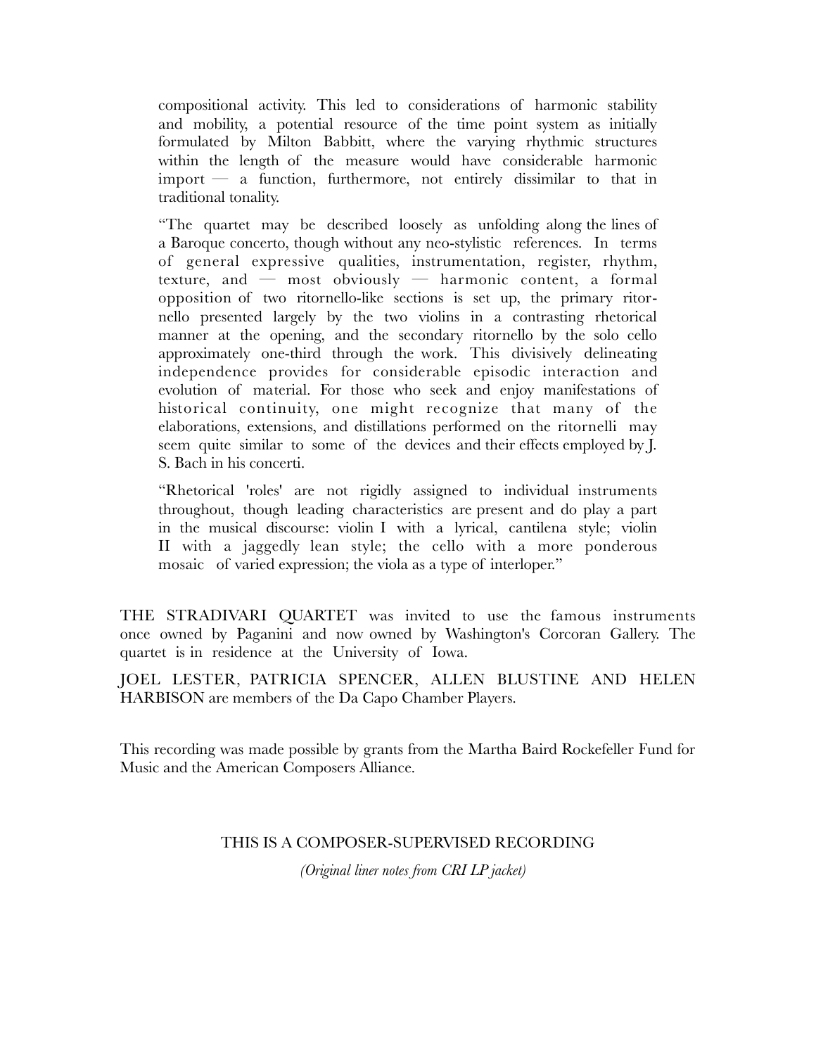compositional activity. This led to considerations of harmonic stability and mobility, a potential resource of the time point system as initially formulated by Milton Babbitt, where the varying rhythmic structures within the length of the measure would have considerable harmonic import — a function, furthermore, not entirely dissimilar to that in traditional tonality.

"The quartet may be described loosely as unfolding along the lines of a Baroque concerto, though without any neo-stylistic references. In terms of general expressive qualities, instrumentation, register, rhythm, texture, and — most obviously — harmonic content, a formal opposition of two ritornello-like sections is set up, the primary ritornello presented largely by the two violins in a contrasting rhetorical manner at the opening, and the secondary ritornello by the solo cello approximately one-third through the work. This divisively delineating independence provides for considerable episodic interaction and evolution of material. For those who seek and enjoy manifestations of historical continuity, one might recognize that many of the elaborations, extensions, and distillations performed on the ritornelli may seem quite similar to some of the devices and their effects employed by J. S. Bach in his concerti.

"Rhetorical 'roles' are not rigidly assigned to individual instruments throughout, though leading characteristics are present and do play a part in the musical discourse: violin I with a lyrical, cantilena style; violin II with a jaggedly lean style; the cello with a more ponderous mosaic of varied expression; the viola as a type of interloper."

THE STRADIVARI QUARTET was invited to use the famous instruments once owned by Paganini and now owned by Washington's Corcoran Gallery. The quartet is in residence at the University of Iowa.

JOEL LESTER, PATRICIA SPENCER, ALLEN BLUSTINE AND HELEN HARBISON are members of the Da Capo Chamber Players.

This recording was made possible by grants from the Martha Baird Rockefeller Fund for Music and the American Composers Alliance.

THIS IS A COMPOSER-SUPERVISED RECORDING

*(Original liner notes from CRI LP jacket)*